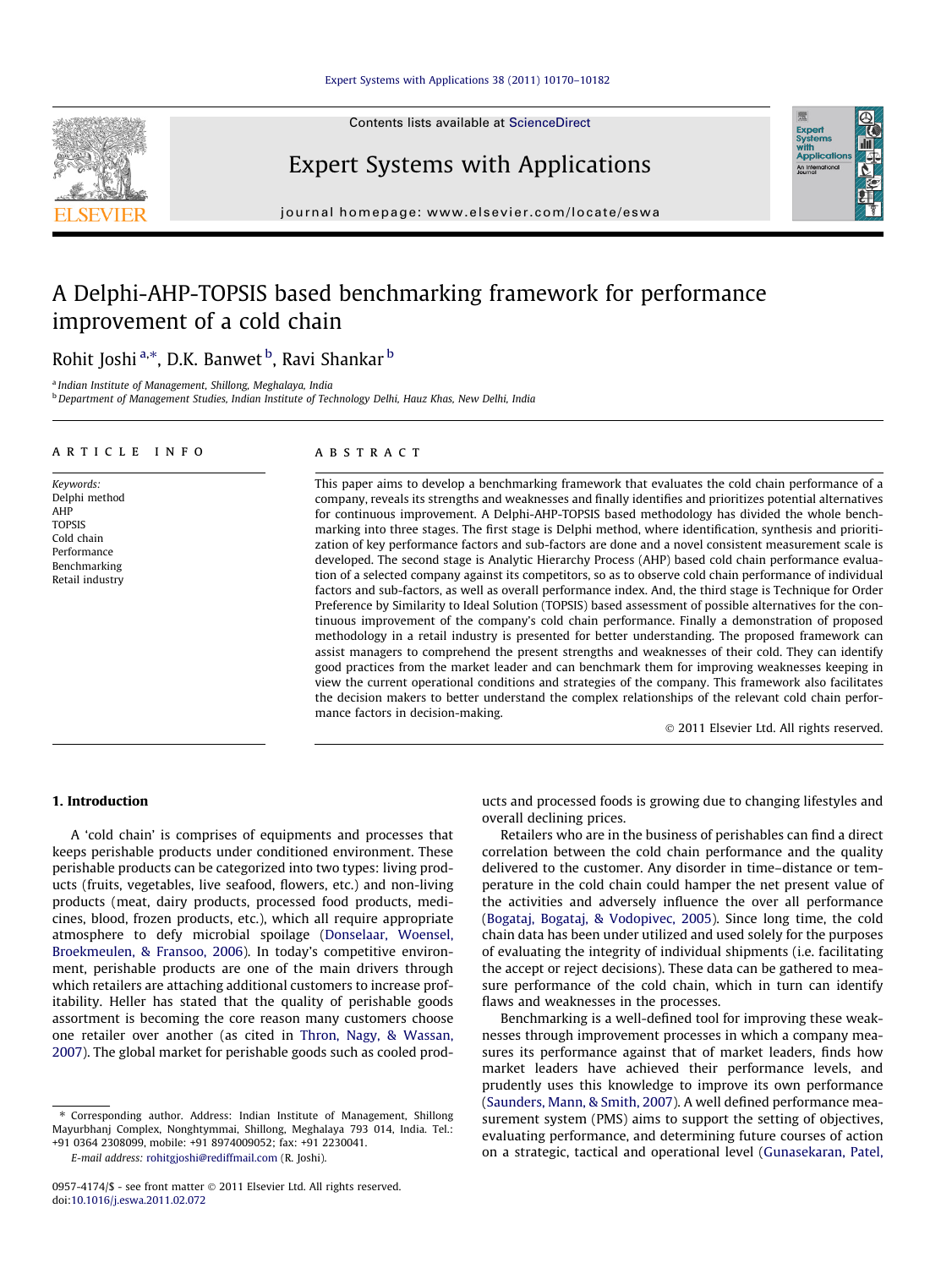Contents lists available at ScienceDirect

# Expert Systems with Applications

journal homepage: www.elsevier.com/locate/eswa

# A Delphi-AHP-TOPSIS based benchmarking framework for performance improvement of a cold chain

Rohit Joshi [a,*], D.K. Banwet [b], Ravi Shankar [b]

[a] Indian Institute of Management, Shillong, Meghalaya, India

[b] Department of Management Studies, Indian Institute of Technology Delhi, Hauz Khas, New Delhi, India

## ARTICLE INFO

*Keywords:*
Delphi method
AHP
TOPSIS
Cold chain
Performance
Benchmarking
Retail industry

## ABSTRACT

This paper aims to develop a benchmarking framework that evaluates the cold chain performance of a company, reveals its strengths and weaknesses and finally identifies and prioritizes potential alternatives for continuous improvement. A Delphi-AHP-TOPSIS based methodology has divided the whole benchmarking into three stages. The first stage is Delphi method, where identification, synthesis and prioritization of key performance factors and sub-factors are done and a novel consistent measurement scale is developed. The second stage is Analytic Hierarchy Process (AHP) based cold chain performance evaluation of a selected company against its competitors, so as to observe cold chain performance of individual factors and sub-factors, as well as overall performance index. And, the third stage is Technique for Order Preference by Similarity to Ideal Solution (TOPSIS) based assessment of possible alternatives for the continuous improvement of the company's cold chain performance. Finally a demonstration of proposed methodology in a retail industry is presented for better understanding. The proposed framework can assist managers to comprehend the present strengths and weaknesses of their cold. They can identify good practices from the market leader and can benchmark them for improving weaknesses keeping in view the current operational conditions and strategies of the company. This framework also facilitates the decision makers to better understand the complex relationships of the relevant cold chain performance factors in decision-making.

© 2011 Elsevier Ltd. All rights reserved.

## 1. Introduction

A 'cold chain' is comprises of equipments and processes that keeps perishable products under conditioned environment. These perishable products can be categorized into two types: living products (fruits, vegetables, live seafood, flowers, etc.) and non-living products (meat, dairy products, processed food products, medicines, blood, frozen products, etc.), which all require appropriate atmosphere to defy microbial spoilage (Donselaar, Woensel, Broekmeulen, & Fransoo, 2006). In today's competitive environment, perishable products are one of the main drivers through which retailers are attaching additional customers to increase profitability. Heller has stated that the quality of perishable goods assortment is becoming the core reason many customers choose one retailer over another (as cited in Thron, Nagy, & Wassan, 2007). The global market for perishable goods such as cooled products and processed foods is growing due to changing lifestyles and overall declining prices.

Retailers who are in the business of perishables can find a direct correlation between the cold chain performance and the quality delivered to the customer. Any disorder in time–distance or temperature in the cold chain could hamper the net present value of the activities and adversely influence the over all performance (Bogataj, Bogataj, & Vodopivec, 2005). Since long time, the cold chain data has been under utilized and used solely for the purposes of evaluating the integrity of individual shipments (i.e. facilitating the accept or reject decisions). These data can be gathered to measure performance of the cold chain, which in turn can identify flaws and weaknesses in the processes.

Benchmarking is a well-defined tool for improving these weaknesses through improvement processes in which a company measures its performance against that of market leaders, finds how market leaders have achieved their performance levels, and prudently uses this knowledge to improve its own performance (Saunders, Mann, & Smith, 2007). A well defined performance measurement system (PMS) aims to support the setting of objectives, evaluating performance, and determining future courses of action on a strategic, tactical and operational level (Gunasekaran, Patel,

---

* Corresponding author. Address: Indian Institute of Management, Shillong Mayurbhanj Complex, Nonghtymmai, Shillong, Meghalaya 793 014, India. Tel.: +91 0364 2308099, mobile: +91 8974009052; fax: +91 2230041.
*E-mail address:* rohitgjoshi@rediffmail.com (R. Joshi).

0957-4174/$ - see front matter © 2011 Elsevier Ltd. All rights reserved.
doi:10.1016/j.eswa.2011.02.072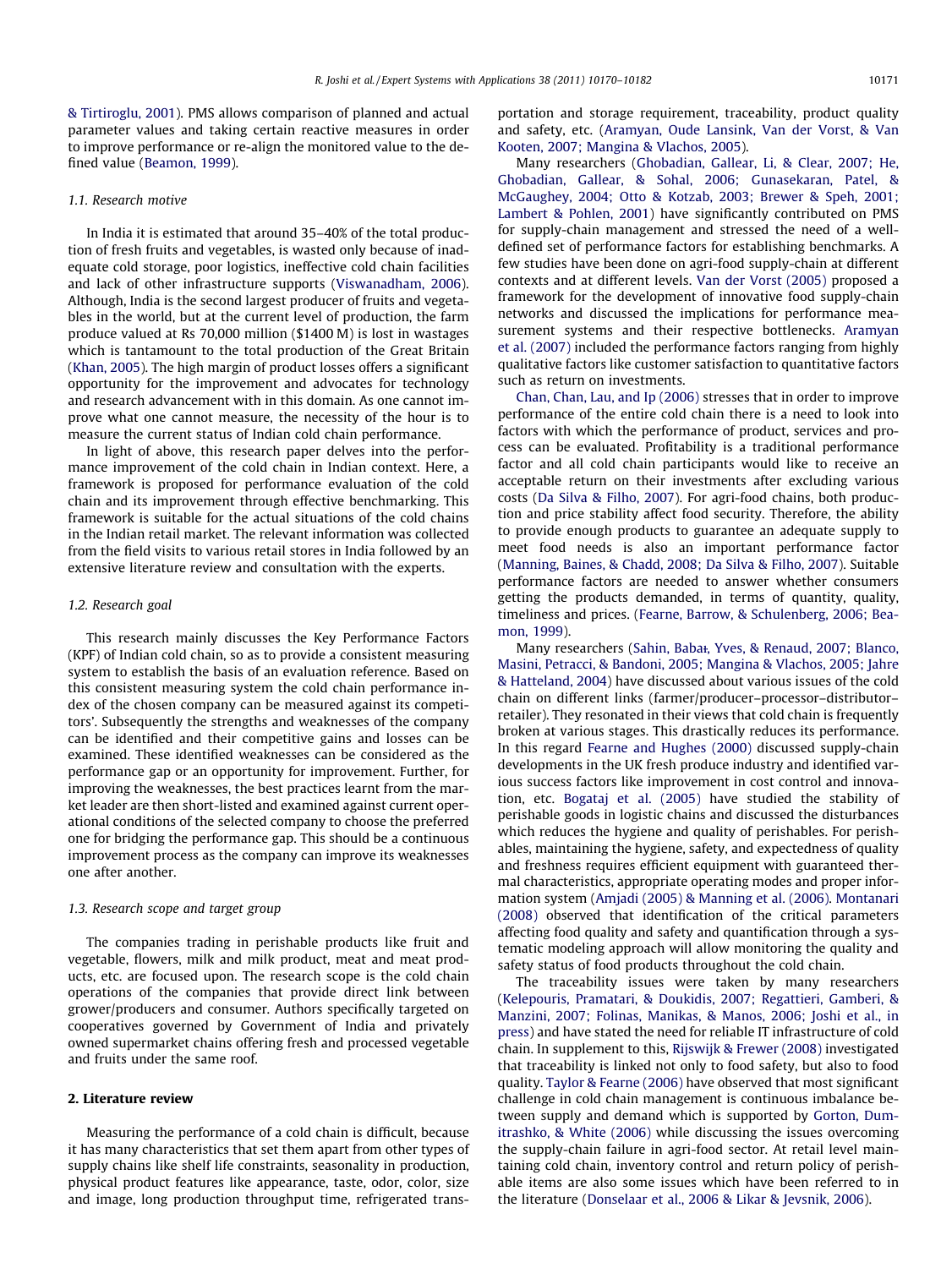& Tirtiroglu, 2001). PMS allows comparison of planned and actual parameter values and taking certain reactive measures in order to improve performance or re-align the monitored value to the defined value (Beamon, 1999).

### 1.1. Research motive

In India it is estimated that around 35–40% of the total production of fresh fruits and vegetables, is wasted only because of inadequate cold storage, poor logistics, ineffective cold chain facilities and lack of other infrastructure supports (Viswanadham, 2006). Although, India is the second largest producer of fruits and vegetables in the world, but at the current level of production, the farm produce valued at Rs 70,000 million ($1400 M) is lost in wastages which is tantamount to the total production of the Great Britain (Khan, 2005). The high margin of product losses offers a significant opportunity for the improvement and advocates for technology and research advancement with in this domain. As one cannot improve what one cannot measure, the necessity of the hour is to measure the current status of Indian cold chain performance.

In light of above, this research paper delves into the performance improvement of the cold chain in Indian context. Here, a framework is proposed for performance evaluation of the cold chain and its improvement through effective benchmarking. This framework is suitable for the actual situations of the cold chains in the Indian retail market. The relevant information was collected from the field visits to various retail stores in India followed by an extensive literature review and consultation with the experts.

### 1.2. Research goal

This research mainly discusses the Key Performance Factors (KPF) of Indian cold chain, so as to provide a consistent measuring system to establish the basis of an evaluation reference. Based on this consistent measuring system the cold chain performance index of the chosen company can be measured against its competitors'. Subsequently the strengths and weaknesses of the company can be identified and their competitive gains and losses can be examined. These identified weaknesses can be considered as the performance gap or an opportunity for improvement. Further, for improving the weaknesses, the best practices learnt from the market leader are then short-listed and examined against current operational conditions of the selected company to choose the preferred one for bridging the performance gap. This should be a continuous improvement process as the company can improve its weaknesses one after another.

### 1.3. Research scope and target group

The companies trading in perishable products like fruit and vegetable, flowers, milk and milk product, meat and meat products, etc. are focused upon. The research scope is the cold chain operations of the companies that provide direct link between grower/producers and consumer. Authors specifically targeted on cooperatives governed by Government of India and privately owned supermarket chains offering fresh and processed vegetable and fruits under the same roof.

## 2. Literature review

Measuring the performance of a cold chain is difficult, because it has many characteristics that set them apart from other types of supply chains like shelf life constraints, seasonality in production, physical product features like appearance, taste, odor, color, size and image, long production throughput time, refrigerated transportation and storage requirement, traceability, product quality and safety, etc. (Aramyan, Oude Lansink, Van der Vorst, & Van Kooten, 2007; Mangina & Vlachos, 2005).

Many researchers (Ghobadian, Gallear, Li, & Clear, 2007; He, Ghobadian, Gallear, & Sohal, 2006; Gunasekaran, Patel, & McGaughey, 2004; Otto & Kotzab, 2003; Brewer & Speh, 2001; Lambert & Pohlen, 2001) have significantly contributed on PMS for supply-chain management and stressed the need of a well-defined set of performance factors for establishing benchmarks. A few studies have been done on agri-food supply-chain at different contexts and at different levels. Van der Vorst (2005) proposed a framework for the development of innovative food supply-chain networks and discussed the implications for performance measurement systems and their respective bottlenecks. Aramyan et al. (2007) included the performance factors ranging from highly qualitative factors like customer satisfaction to quantitative factors such as return on investments.

Chan, Chan, Lau, and Ip (2006) stresses that in order to improve performance of the entire cold chain there is a need to look into factors with which the performance of product, services and process can be evaluated. Profitability is a traditional performance factor and all cold chain participants would like to receive an acceptable return on their investments after excluding various costs (Da Silva & Filho, 2007). For agri-food chains, both production and price stability affect food security. Therefore, the ability to provide enough products to guarantee an adequate supply to meet food needs is also an important performance factor (Manning, Baines, & Chadd, 2008; Da Silva & Filho, 2007). Suitable performance factors are needed to answer whether consumers getting the products demanded, in terms of quantity, quality, timeliness and prices. (Fearne, Barrow, & Schulenberg, 2006; Beamon, 1999).

Many researchers (Sahin, Babał, Yves, & Renaud, 2007; Blanco, Masini, Petracci, & Bandoni, 2005; Mangina & Vlachos, 2005; Jahre & Hatteland, 2004) have discussed about various issues of the cold chain on different links (farmer/producer–processor–distributor–retailer). They resonated in their views that cold chain is frequently broken at various stages. This drastically reduces its performance. In this regard Fearne and Hughes (2000) discussed supply-chain developments in the UK fresh produce industry and identified various success factors like improvement in cost control and innovation, etc. Bogataj et al. (2005) have studied the stability of perishable goods in logistic chains and discussed the disturbances which reduces the hygiene and quality of perishables. For perishables, maintaining the hygiene, safety, and expectedness of quality and freshness requires efficient equipment with guaranteed thermal characteristics, appropriate operating modes and proper information system (Amjadi (2005) & Manning et al. (2006). Montanari (2008) observed that identification of the critical parameters affecting food quality and safety and quantification through a systematic modeling approach will allow monitoring the quality and safety status of food products throughout the cold chain.

The traceability issues were taken by many researchers (Kelepouris, Pramatari, & Doukidis, 2007; Regattieri, Gamberi, & Manzini, 2007; Folinas, Manikas, & Manos, 2006; Joshi et al., in press) and have stated the need for reliable IT infrastructure of cold chain. In supplement to this, Rijswijk & Frewer (2008) investigated that traceability is linked not only to food safety, but also to food quality. Taylor & Fearne (2006) have observed that most significant challenge in cold chain management is continuous imbalance between supply and demand which is supported by Gorton, Dumitrashko, & White (2006) while discussing the issues overcoming the supply-chain failure in agri-food sector. At retail level maintaining cold chain, inventory control and return policy of perishable items are also some issues which have been referred to in the literature (Donselaar et al., 2006 & Likar & Jevsnik, 2006).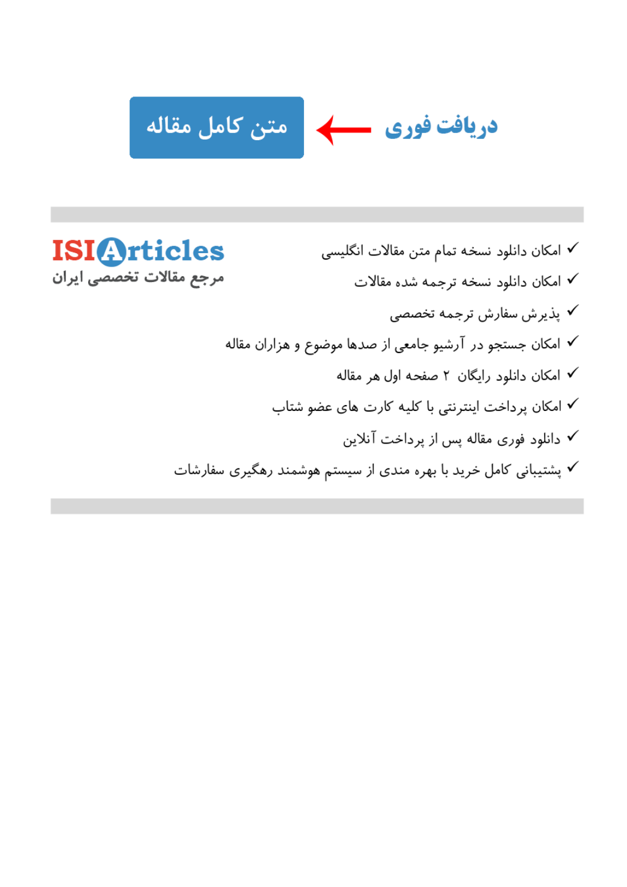دریافت فوری ← متن کامل مقاله

**ISIArticles**

مرجع مقالات تخصصی ایران

- ✓ امکان دانلود نسخه تمام متن مقالات انگلیسی
- ✓ امکان دانلود نسخه ترجمه شده مقالات
- ✓ پذیرش سفارش ترجمه تخصصی
- ✓ امکان جستجو در آرشیو جامعی از صدها موضوع و هزاران مقاله
- ✓ امکان دانلود رایگان ۲ صفحه اول هر مقاله
- ✓ امکان پرداخت اینترنتی با کلیه کارت های عضو شتاب
- ✓ دانلود فوری مقاله پس از پرداخت آنلاین
- ✓ پشتیبانی کامل خرید با بهره مندی از سیستم هوشمند رهگیری سفارشات